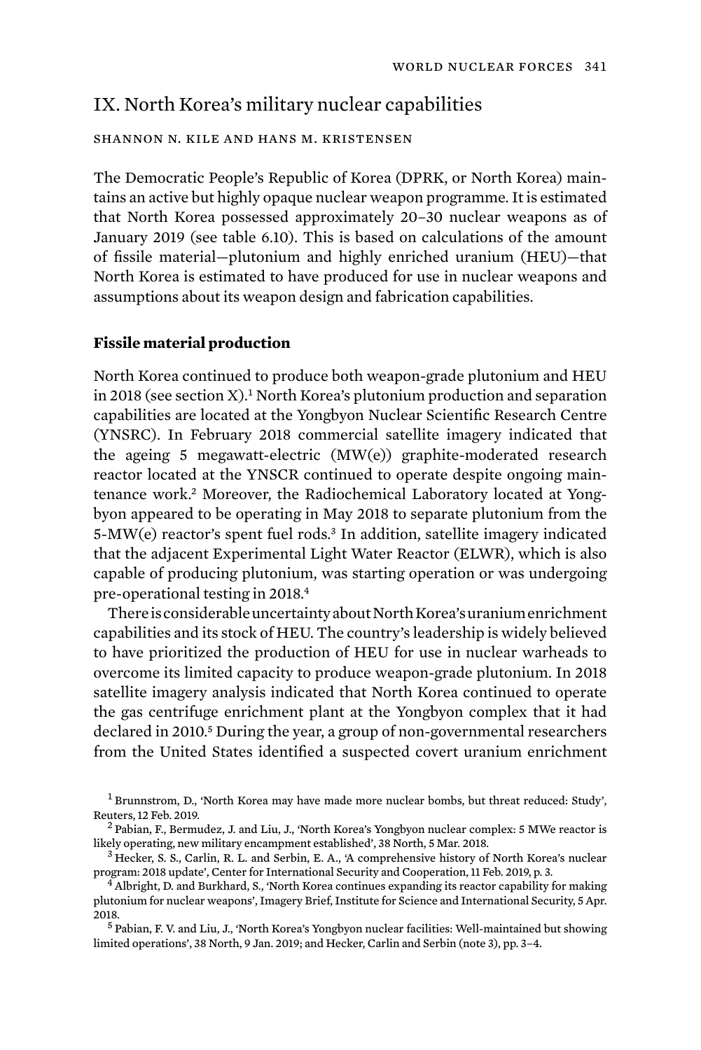## IX. North Korea's military nuclear capabilities

SHANNON N. KILE AND HANS M. KRISTENSEN

The Democratic People's Republic of Korea (DPRK, or North Korea) maintains an active but highly opaque nuclear weapon programme. It is estimated that North Korea possessed approximately 20–30 nuclear weapons as of January 2019 (see table 6.10). This is based on calculations of the amount of fissile material—plutonium and highly enriched uranium (HEU)—that North Korea is estimated to have produced for use in nuclear weapons and assumptions about its weapon design and fabrication capabilities.

### Fissile material production

North Korea continued to produce both weapon-grade plutonium and HEU in 2018 (see section X).[1] North Korea's plutonium production and separation capabilities are located at the Yongbyon Nuclear Scientific Research Centre (YNSRC). In February 2018 commercial satellite imagery indicated that the ageing 5 megawatt-electric (MW(e)) graphite-moderated research reactor located at the YNSCR continued to operate despite ongoing maintenance work.[2] Moreover, the Radiochemical Laboratory located at Yongbyon appeared to be operating in May 2018 to separate plutonium from the 5-MW(e) reactor's spent fuel rods.[3] In addition, satellite imagery indicated that the adjacent Experimental Light Water Reactor (ELWR), which is also capable of producing plutonium, was starting operation or was undergoing pre-operational testing in 2018.[4]

There is considerable uncertainty about North Korea's uranium enrichment capabilities and its stock of HEU. The country's leadership is widely believed to have prioritized the production of HEU for use in nuclear warheads to overcome its limited capacity to produce weapon-grade plutonium. In 2018 satellite imagery analysis indicated that North Korea continued to operate the gas centrifuge enrichment plant at the Yongbyon complex that it had declared in 2010.[5] During the year, a group of non-governmental researchers from the United States identified a suspected covert uranium enrichment

[1] Brunnstrom, D., 'North Korea may have made more nuclear bombs, but threat reduced: Study', Reuters, 12 Feb. 2019.

[2] Pabian, F., Bermudez, J. and Liu, J., 'North Korea's Yongbyon nuclear complex: 5 MWe reactor is likely operating, new military encampment established', 38 North, 5 Mar. 2018.

[3] Hecker, S. S., Carlin, R. L. and Serbin, E. A., 'A comprehensive history of North Korea's nuclear program: 2018 update', Center for International Security and Cooperation, 11 Feb. 2019, p. 3.

[4] Albright, D. and Burkhard, S., 'North Korea continues expanding its reactor capability for making plutonium for nuclear weapons', Imagery Brief, Institute for Science and International Security, 5 Apr. 2018.

[5] Pabian, F. V. and Liu, J., 'North Korea's Yongbyon nuclear facilities: Well-maintained but showing limited operations', 38 North, 9 Jan. 2019; and Hecker, Carlin and Serbin (note 3), pp. 3–4.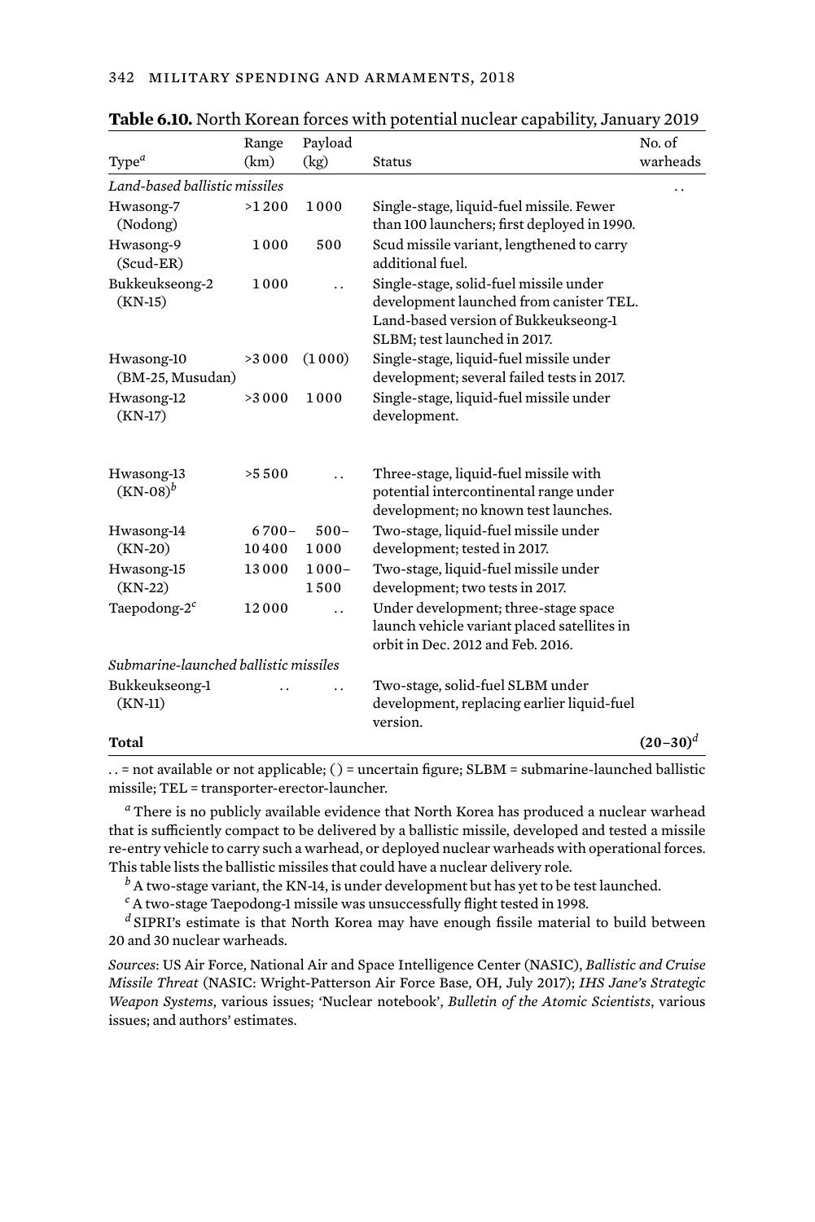**Table 6.10.** North Korean forces with potential nuclear capability, January 2019

| Type[a] | Range (km) | Payload (kg) | Status | No. of warheads |
|---|---|---|---|---|
| *Land-based ballistic missiles* | | | | . . |
| Hwasong-7 (Nodong) | >1 200 | 1 000 | Single-stage, liquid-fuel missile. Fewer than 100 launchers; first deployed in 1990. | |
| Hwasong-9 (Scud-ER) | 1 000 | 500 | Scud missile variant, lengthened to carry additional fuel. | |
| Bukkeukseong-2 (KN-15) | 1 000 | . . | Single-stage, solid-fuel missile under development launched from canister TEL. Land-based version of Bukkeukseong-1 SLBM; test launched in 2017. | |
| Hwasong-10 (BM-25, Musudan) | >3 000 | (1 000) | Single-stage, liquid-fuel missile under development; several failed tests in 2017. | |
| Hwasong-12 (KN-17) | >3 000 | 1 000 | Single-stage, liquid-fuel missile under development. | |
| Hwasong-13 (KN-08)[b] | >5 500 | . . | Three-stage, liquid-fuel missile with potential intercontinental range under development; no known test launches. | |
| Hwasong-14 (KN-20) | 6 700–10 400 | 500–1 000 | Two-stage, liquid-fuel missile under development; tested in 2017. | |
| Hwasong-15 (KN-22) | 13 000 | 1 000–1 500 | Two-stage, liquid-fuel missile under development; two tests in 2017. | |
| Taepodong-2[c] | 12 000 | . . | Under development; three-stage space launch vehicle variant placed satellites in orbit in Dec. 2012 and Feb. 2016. | |
| *Submarine-launched ballistic missiles* | | | | |
| Bukkeukseong-1 (KN-11) | . . | . . | Two-stage, solid-fuel SLBM under development, replacing earlier liquid-fuel version. | |
| **Total** | | | | **(20–30)**[d] |

. . = not available or not applicable; ( ) = uncertain figure; SLBM = submarine-launched ballistic missile; TEL = transporter-erector-launcher.

[a] There is no publicly available evidence that North Korea has produced a nuclear warhead that is sufficiently compact to be delivered by a ballistic missile, developed and tested a missile re-entry vehicle to carry such a warhead, or deployed nuclear warheads with operational forces. This table lists the ballistic missiles that could have a nuclear delivery role.

[b] A two-stage variant, the KN-14, is under development but has yet to be test launched.

[c] A two-stage Taepodong-1 missile was unsuccessfully flight tested in 1998.

[d] SIPRI's estimate is that North Korea may have enough fissile material to build between 20 and 30 nuclear warheads.

*Sources*: US Air Force, National Air and Space Intelligence Center (NASIC), *Ballistic and Cruise Missile Threat* (NASIC: Wright-Patterson Air Force Base, OH, July 2017); *IHS Jane's Strategic Weapon Systems*, various issues; 'Nuclear notebook', *Bulletin of the Atomic Scientists*, various issues; and authors' estimates.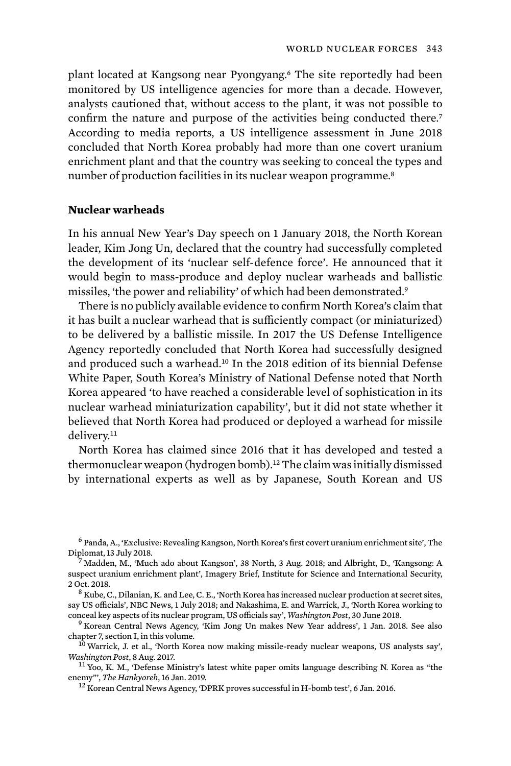plant located at Kangsong near Pyongyang.[6] The site reportedly had been monitored by US intelligence agencies for more than a decade. However, analysts cautioned that, without access to the plant, it was not possible to confirm the nature and purpose of the activities being conducted there.[7] According to media reports, a US intelligence assessment in June 2018 concluded that North Korea probably had more than one covert uranium enrichment plant and that the country was seeking to conceal the types and number of production facilities in its nuclear weapon programme.[8]

### Nuclear warheads

In his annual New Year's Day speech on 1 January 2018, the North Korean leader, Kim Jong Un, declared that the country had successfully completed the development of its 'nuclear self-defence force'. He announced that it would begin to mass-produce and deploy nuclear warheads and ballistic missiles, 'the power and reliability' of which had been demonstrated.[9]

There is no publicly available evidence to confirm North Korea's claim that it has built a nuclear warhead that is sufficiently compact (or miniaturized) to be delivered by a ballistic missile. In 2017 the US Defense Intelligence Agency reportedly concluded that North Korea had successfully designed and produced such a warhead.[10] In the 2018 edition of its biennial Defense White Paper, South Korea's Ministry of National Defense noted that North Korea appeared 'to have reached a considerable level of sophistication in its nuclear warhead miniaturization capability', but it did not state whether it believed that North Korea had produced or deployed a warhead for missile delivery.[11]

North Korea has claimed since 2016 that it has developed and tested a thermonuclear weapon (hydrogen bomb).[12] The claim was initially dismissed by international experts as well as by Japanese, South Korean and US

---

[6] Panda, A., 'Exclusive: Revealing Kangson, North Korea's first covert uranium enrichment site', The Diplomat, 13 July 2018.

[7] Madden, M., 'Much ado about Kangson', 38 North, 3 Aug. 2018; and Albright, D., 'Kangsong: A suspect uranium enrichment plant', Imagery Brief, Institute for Science and International Security, 2 Oct. 2018.

[8] Kube, C., Dilanian, K. and Lee, C. E., 'North Korea has increased nuclear production at secret sites, say US officials', NBC News, 1 July 2018; and Nakashima, E. and Warrick, J., 'North Korea working to conceal key aspects of its nuclear program, US officials say', *Washington Post*, 30 June 2018.

[9] Korean Central News Agency, 'Kim Jong Un makes New Year address', 1 Jan. 2018. See also chapter 7, section I, in this volume.

[10] Warrick, J. et al., 'North Korea now making missile-ready nuclear weapons, US analysts say', *Washington Post*, 8 Aug. 2017.

[11] Yoo, K. M., 'Defense Ministry's latest white paper omits language describing N. Korea as "the enemy"', *The Hankyoreh*, 16 Jan. 2019.

[12] Korean Central News Agency, 'DPRK proves successful in H-bomb test', 6 Jan. 2016.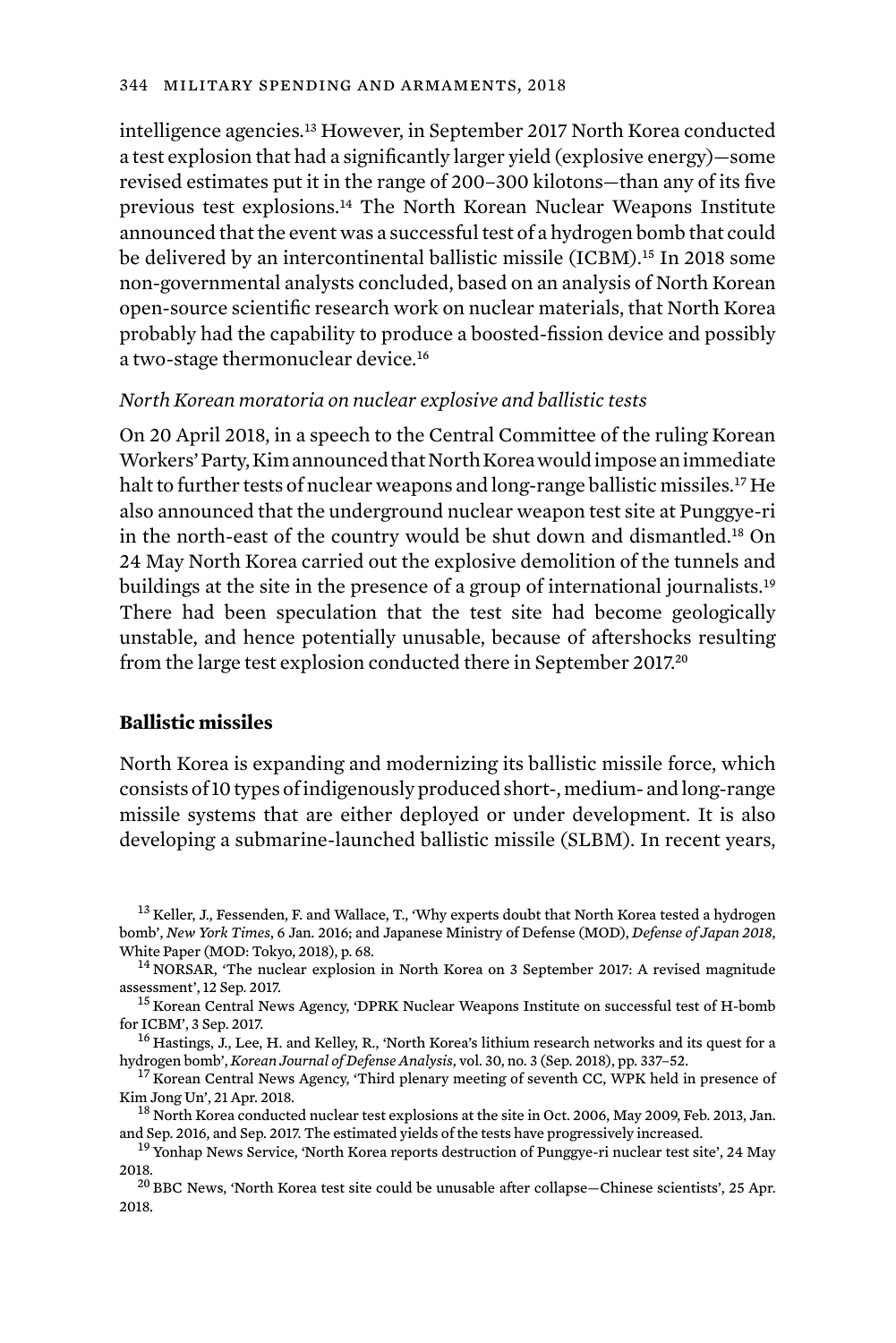intelligence agencies.[13] However, in September 2017 North Korea conducted a test explosion that had a significantly larger yield (explosive energy)—some revised estimates put it in the range of 200–300 kilotons—than any of its five previous test explosions.[14] The North Korean Nuclear Weapons Institute announced that the event was a successful test of a hydrogen bomb that could be delivered by an intercontinental ballistic missile (ICBM).[15] In 2018 some non-governmental analysts concluded, based on an analysis of North Korean open-source scientific research work on nuclear materials, that North Korea probably had the capability to produce a boosted-fission device and possibly a two-stage thermonuclear device.[16]

*North Korean moratoria on nuclear explosive and ballistic tests*

On 20 April 2018, in a speech to the Central Committee of the ruling Korean Workers' Party, Kim announced that North Korea would impose an immediate halt to further tests of nuclear weapons and long-range ballistic missiles.[17] He also announced that the underground nuclear weapon test site at Punggye-ri in the north-east of the country would be shut down and dismantled.[18] On 24 May North Korea carried out the explosive demolition of the tunnels and buildings at the site in the presence of a group of international journalists.[19] There had been speculation that the test site had become geologically unstable, and hence potentially unusable, because of aftershocks resulting from the large test explosion conducted there in September 2017.[20]

### Ballistic missiles

North Korea is expanding and modernizing its ballistic missile force, which consists of 10 types of indigenously produced short-, medium- and long-range missile systems that are either deployed or under development. It is also developing a submarine-launched ballistic missile (SLBM). In recent years,

[13] Keller, J., Fessenden, F. and Wallace, T., 'Why experts doubt that North Korea tested a hydrogen bomb', *New York Times*, 6 Jan. 2016; and Japanese Ministry of Defense (MOD), *Defense of Japan 2018*, White Paper (MOD: Tokyo, 2018), p. 68.

[14] NORSAR, 'The nuclear explosion in North Korea on 3 September 2017: A revised magnitude assessment', 12 Sep. 2017.

[15] Korean Central News Agency, 'DPRK Nuclear Weapons Institute on successful test of H-bomb for ICBM', 3 Sep. 2017.

[16] Hastings, J., Lee, H. and Kelley, R., 'North Korea's lithium research networks and its quest for a hydrogen bomb', *Korean Journal of Defense Analysis*, vol. 30, no. 3 (Sep. 2018), pp. 337–52.

[17] Korean Central News Agency, 'Third plenary meeting of seventh CC, WPK held in presence of Kim Jong Un', 21 Apr. 2018.

[18] North Korea conducted nuclear test explosions at the site in Oct. 2006, May 2009, Feb. 2013, Jan. and Sep. 2016, and Sep. 2017. The estimated yields of the tests have progressively increased.

[19] Yonhap News Service, 'North Korea reports destruction of Punggye-ri nuclear test site', 24 May 2018.

[20] BBC News, 'North Korea test site could be unusable after collapse—Chinese scientists', 25 Apr. 2018.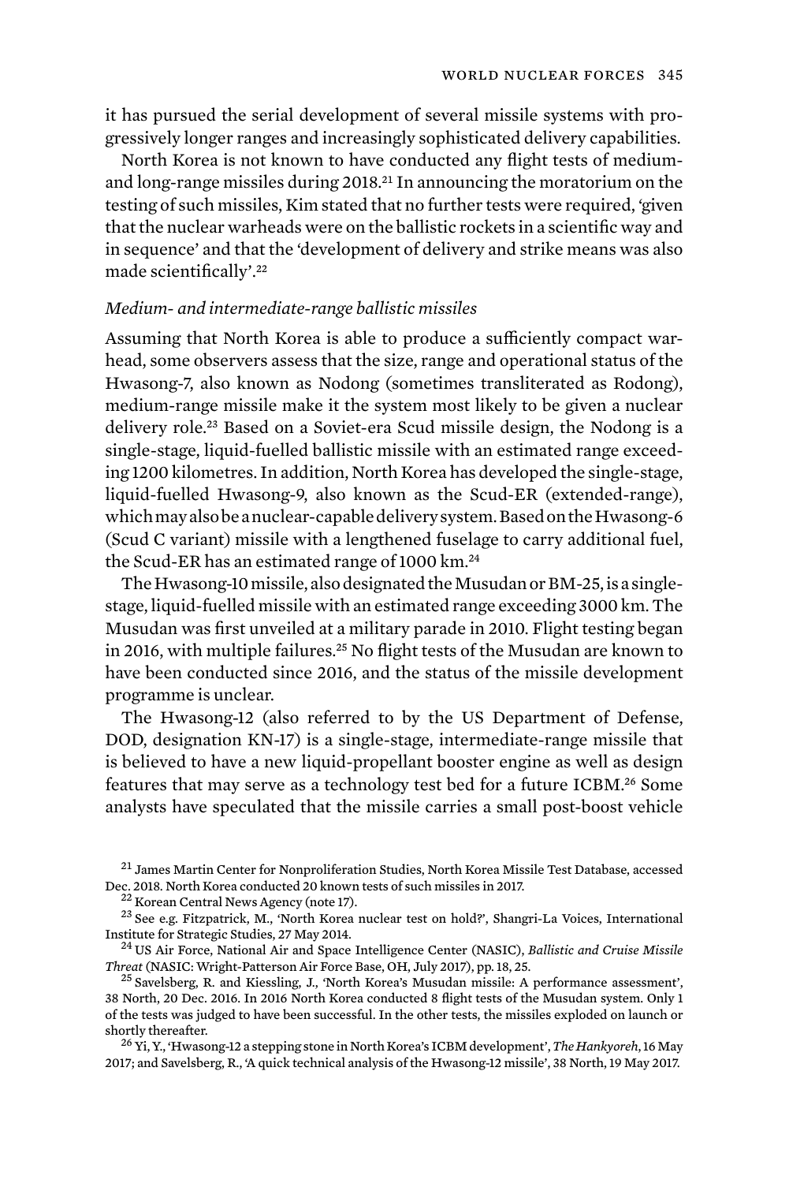it has pursued the serial development of several missile systems with progressively longer ranges and increasingly sophisticated delivery capabilities.

North Korea is not known to have conducted any flight tests of medium- and long-range missiles during 2018.[21] In announcing the moratorium on the testing of such missiles, Kim stated that no further tests were required, 'given that the nuclear warheads were on the ballistic rockets in a scientific way and in sequence' and that the 'development of delivery and strike means was also made scientifically'.[22]

*Medium- and intermediate-range ballistic missiles*

Assuming that North Korea is able to produce a sufficiently compact warhead, some observers assess that the size, range and operational status of the Hwasong-7, also known as Nodong (sometimes transliterated as Rodong), medium-range missile make it the system most likely to be given a nuclear delivery role.[23] Based on a Soviet-era Scud missile design, the Nodong is a single-stage, liquid-fuelled ballistic missile with an estimated range exceeding 1200 kilometres. In addition, North Korea has developed the single-stage, liquid-fuelled Hwasong-9, also known as the Scud-ER (extended-range), which may also be a nuclear-capable delivery system. Based on the Hwasong-6 (Scud C variant) missile with a lengthened fuselage to carry additional fuel, the Scud-ER has an estimated range of 1000 km.[24]

The Hwasong-10 missile, also designated the Musudan or BM-25, is a single-stage, liquid-fuelled missile with an estimated range exceeding 3000 km. The Musudan was first unveiled at a military parade in 2010. Flight testing began in 2016, with multiple failures.[25] No flight tests of the Musudan are known to have been conducted since 2016, and the status of the missile development programme is unclear.

The Hwasong-12 (also referred to by the US Department of Defense, DOD, designation KN-17) is a single-stage, intermediate-range missile that is believed to have a new liquid-propellant booster engine as well as design features that may serve as a technology test bed for a future ICBM.[26] Some analysts have speculated that the missile carries a small post-boost vehicle

[21] James Martin Center for Nonproliferation Studies, North Korea Missile Test Database, accessed Dec. 2018. North Korea conducted 20 known tests of such missiles in 2017.

[22] Korean Central News Agency (note 17).

[23] See e.g. Fitzpatrick, M., 'North Korea nuclear test on hold?', Shangri-La Voices, International Institute for Strategic Studies, 27 May 2014.

[24] US Air Force, National Air and Space Intelligence Center (NASIC), *Ballistic and Cruise Missile Threat* (NASIC: Wright-Patterson Air Force Base, OH, July 2017), pp. 18, 25.

[25] Savelsberg, R. and Kiessling, J., 'North Korea's Musudan missile: A performance assessment', 38 North, 20 Dec. 2016. In 2016 North Korea conducted 8 flight tests of the Musudan system. Only 1 of the tests was judged to have been successful. In the other tests, the missiles exploded on launch or shortly thereafter.

[26] Yi, Y., 'Hwasong-12 a stepping stone in North Korea's ICBM development', *The Hankyoreh*, 16 May 2017; and Savelsberg, R., 'A quick technical analysis of the Hwasong-12 missile', 38 North, 19 May 2017.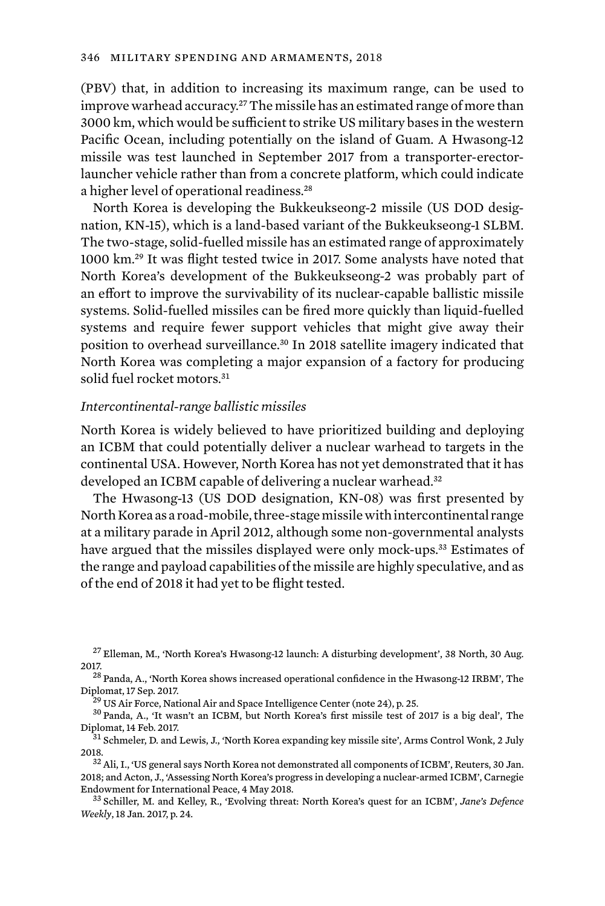(PBV) that, in addition to increasing its maximum range, can be used to improve warhead accuracy.[27] The missile has an estimated range of more than 3000 km, which would be sufficient to strike US military bases in the western Pacific Ocean, including potentially on the island of Guam. A Hwasong-12 missile was test launched in September 2017 from a transporter-erector-launcher vehicle rather than from a concrete platform, which could indicate a higher level of operational readiness.[28]

North Korea is developing the Bukkeukseong-2 missile (US DOD designation, KN-15), which is a land-based variant of the Bukkeukseong-1 SLBM. The two-stage, solid-fuelled missile has an estimated range of approximately 1000 km.[29] It was flight tested twice in 2017. Some analysts have noted that North Korea's development of the Bukkeukseong-2 was probably part of an effort to improve the survivability of its nuclear-capable ballistic missile systems. Solid-fuelled missiles can be fired more quickly than liquid-fuelled systems and require fewer support vehicles that might give away their position to overhead surveillance.[30] In 2018 satellite imagery indicated that North Korea was completing a major expansion of a factory for producing solid fuel rocket motors.[31]

*Intercontinental-range ballistic missiles*

North Korea is widely believed to have prioritized building and deploying an ICBM that could potentially deliver a nuclear warhead to targets in the continental USA. However, North Korea has not yet demonstrated that it has developed an ICBM capable of delivering a nuclear warhead.[32]

The Hwasong-13 (US DOD designation, KN-08) was first presented by North Korea as a road-mobile, three-stage missile with intercontinental range at a military parade in April 2012, although some non-governmental analysts have argued that the missiles displayed were only mock-ups.[33] Estimates of the range and payload capabilities of the missile are highly speculative, and as of the end of 2018 it had yet to be flight tested.

---

[27] Elleman, M., 'North Korea's Hwasong-12 launch: A disturbing development', 38 North, 30 Aug. 2017.

[28] Panda, A., 'North Korea shows increased operational confidence in the Hwasong-12 IRBM', The Diplomat, 17 Sep. 2017.

[29] US Air Force, National Air and Space Intelligence Center (note 24), p. 25.

[30] Panda, A., 'It wasn't an ICBM, but North Korea's first missile test of 2017 is a big deal', The Diplomat, 14 Feb. 2017.

[31] Schmeler, D. and Lewis, J., 'North Korea expanding key missile site', Arms Control Wonk, 2 July 2018.

[32] Ali, I., 'US general says North Korea not demonstrated all components of ICBM', Reuters, 30 Jan. 2018; and Acton, J., 'Assessing North Korea's progress in developing a nuclear-armed ICBM', Carnegie Endowment for International Peace, 4 May 2018.

[33] Schiller, M. and Kelley, R., 'Evolving threat: North Korea's quest for an ICBM', *Jane's Defence Weekly*, 18 Jan. 2017, p. 24.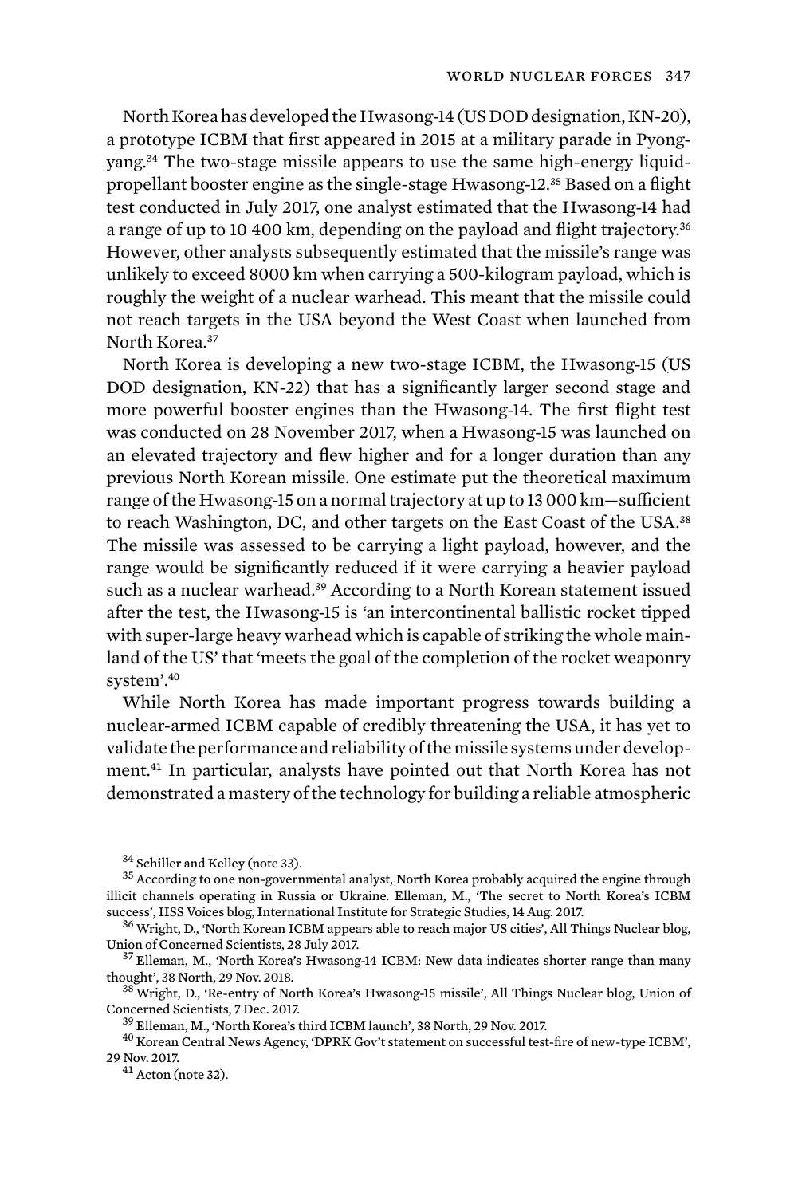North Korea has developed the Hwasong-14 (US DOD designation, KN-20), a prototype ICBM that first appeared in 2015 at a military parade in Pyongyang.[34] The two-stage missile appears to use the same high-energy liquid-propellant booster engine as the single-stage Hwasong-12.[35] Based on a flight test conducted in July 2017, one analyst estimated that the Hwasong-14 had a range of up to 10 400 km, depending on the payload and flight trajectory.[36] However, other analysts subsequently estimated that the missile's range was unlikely to exceed 8000 km when carrying a 500-kilogram payload, which is roughly the weight of a nuclear warhead. This meant that the missile could not reach targets in the USA beyond the West Coast when launched from North Korea.[37]

North Korea is developing a new two-stage ICBM, the Hwasong-15 (US DOD designation, KN-22) that has a significantly larger second stage and more powerful booster engines than the Hwasong-14. The first flight test was conducted on 28 November 2017, when a Hwasong-15 was launched on an elevated trajectory and flew higher and for a longer duration than any previous North Korean missile. One estimate put the theoretical maximum range of the Hwasong-15 on a normal trajectory at up to 13 000 km—sufficient to reach Washington, DC, and other targets on the East Coast of the USA.[38] The missile was assessed to be carrying a light payload, however, and the range would be significantly reduced if it were carrying a heavier payload such as a nuclear warhead.[39] According to a North Korean statement issued after the test, the Hwasong-15 is 'an intercontinental ballistic rocket tipped with super-large heavy warhead which is capable of striking the whole mainland of the US' that 'meets the goal of the completion of the rocket weaponry system'.[40]

While North Korea has made important progress towards building a nuclear-armed ICBM capable of credibly threatening the USA, it has yet to validate the performance and reliability of the missile systems under development.[41] In particular, analysts have pointed out that North Korea has not demonstrated a mastery of the technology for building a reliable atmospheric

---

[34] Schiller and Kelley (note 33).

[35] According to one non-governmental analyst, North Korea probably acquired the engine through illicit channels operating in Russia or Ukraine. Elleman, M., 'The secret to North Korea's ICBM success', IISS Voices blog, International Institute for Strategic Studies, 14 Aug. 2017.

[36] Wright, D., 'North Korean ICBM appears able to reach major US cities', All Things Nuclear blog, Union of Concerned Scientists, 28 July 2017.

[37] Elleman, M., 'North Korea's Hwasong-14 ICBM: New data indicates shorter range than many thought', 38 North, 29 Nov. 2018.

[38] Wright, D., 'Re-entry of North Korea's Hwasong-15 missile', All Things Nuclear blog, Union of Concerned Scientists, 7 Dec. 2017.

[39] Elleman, M., 'North Korea's third ICBM launch', 38 North, 29 Nov. 2017.

[40] Korean Central News Agency, 'DPRK Gov't statement on successful test-fire of new-type ICBM', 29 Nov. 2017.

[41] Acton (note 32).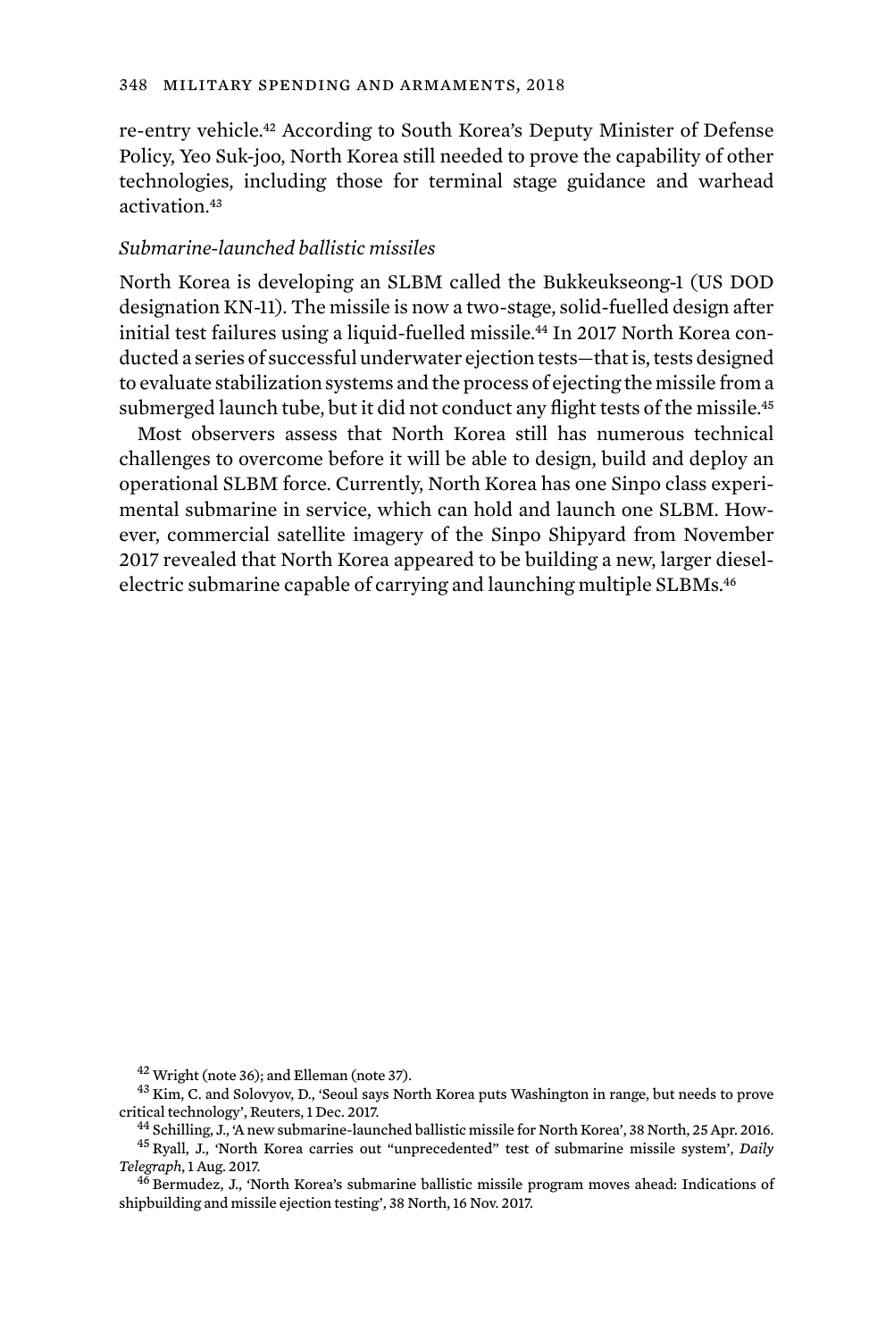re-entry vehicle.[42] According to South Korea's Deputy Minister of Defense Policy, Yeo Suk-joo, North Korea still needed to prove the capability of other technologies, including those for terminal stage guidance and warhead activation.[43]

*Submarine-launched ballistic missiles*

North Korea is developing an SLBM called the Bukkeukseong-1 (US DOD designation KN-11). The missile is now a two-stage, solid-fuelled design after initial test failures using a liquid-fuelled missile.[44] In 2017 North Korea conducted a series of successful underwater ejection tests—that is, tests designed to evaluate stabilization systems and the process of ejecting the missile from a submerged launch tube, but it did not conduct any flight tests of the missile.[45]

Most observers assess that North Korea still has numerous technical challenges to overcome before it will be able to design, build and deploy an operational SLBM force. Currently, North Korea has one Sinpo class experimental submarine in service, which can hold and launch one SLBM. However, commercial satellite imagery of the Sinpo Shipyard from November 2017 revealed that North Korea appeared to be building a new, larger diesel-electric submarine capable of carrying and launching multiple SLBMs.[46]

[42] Wright (note 36); and Elleman (note 37).

[43] Kim, C. and Solovyov, D., 'Seoul says North Korea puts Washington in range, but needs to prove critical technology', Reuters, 1 Dec. 2017.

[44] Schilling, J., 'A new submarine-launched ballistic missile for North Korea', 38 North, 25 Apr. 2016.

[45] Ryall, J., 'North Korea carries out "unprecedented" test of submarine missile system', *Daily Telegraph*, 1 Aug. 2017.

[46] Bermudez, J., 'North Korea's submarine ballistic missile program moves ahead: Indications of shipbuilding and missile ejection testing', 38 North, 16 Nov. 2017.